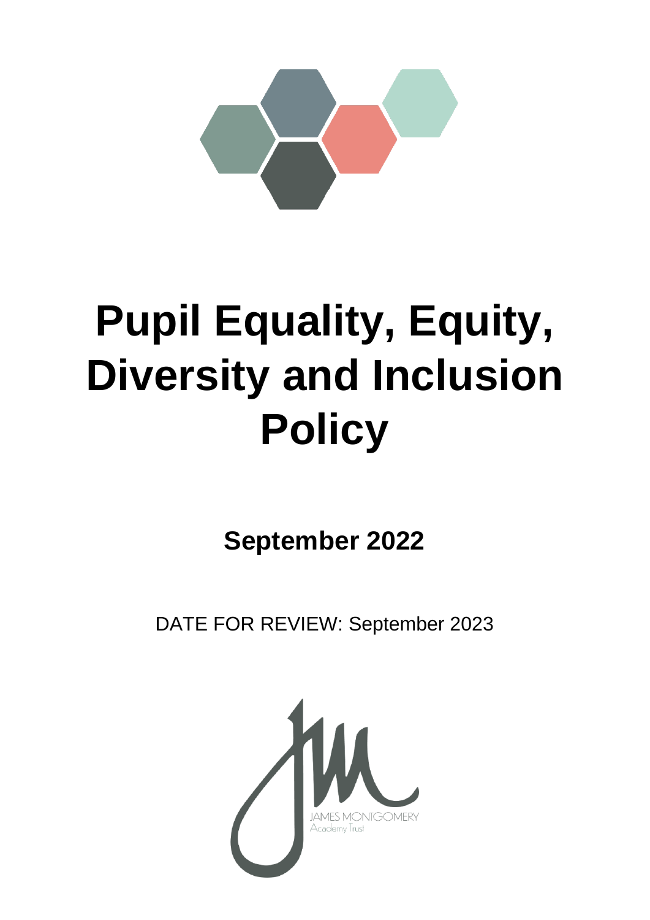# Pupil Equality, Equity, Diversity and Inclusion Policy

**September 2022**

DATE FOR REVIEW: September 2023

JAMES MONTGOMERY
Academy Trust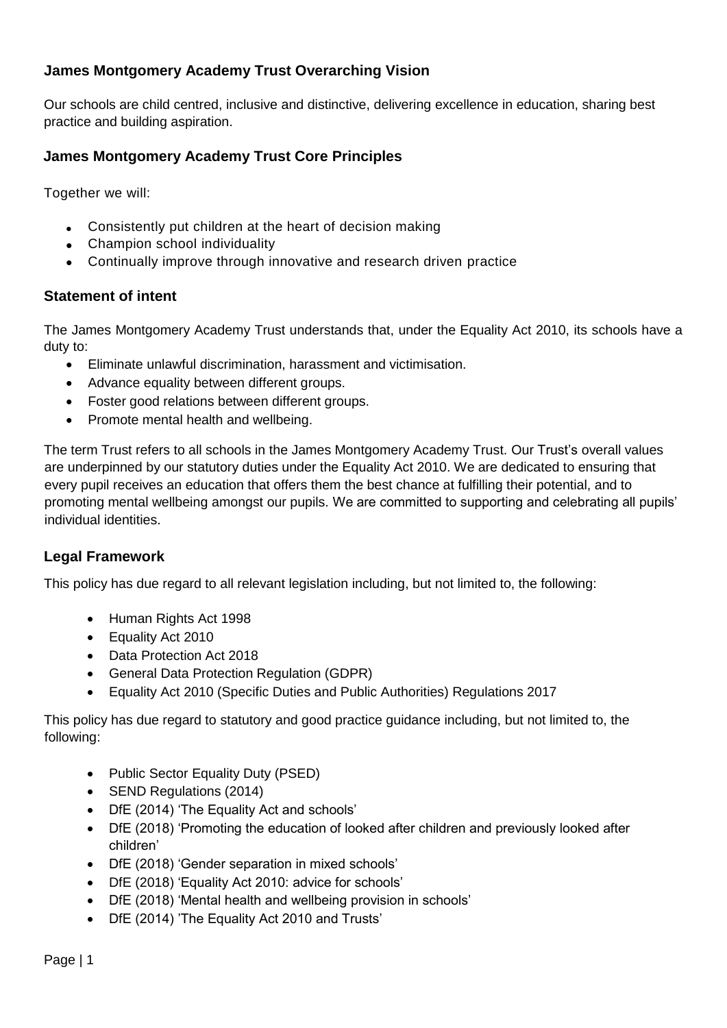## James Montgomery Academy Trust Overarching Vision

Our schools are child centred, inclusive and distinctive, delivering excellence in education, sharing best practice and building aspiration.

## James Montgomery Academy Trust Core Principles

Together we will:

- Consistently put children at the heart of decision making
- Champion school individuality
- Continually improve through innovative and research driven practice

## Statement of intent

The James Montgomery Academy Trust understands that, under the Equality Act 2010, its schools have a duty to:

- Eliminate unlawful discrimination, harassment and victimisation.
- Advance equality between different groups.
- Foster good relations between different groups.
- Promote mental health and wellbeing.

The term Trust refers to all schools in the James Montgomery Academy Trust. Our Trust's overall values are underpinned by our statutory duties under the Equality Act 2010. We are dedicated to ensuring that every pupil receives an education that offers them the best chance at fulfilling their potential, and to promoting mental wellbeing amongst our pupils. We are committed to supporting and celebrating all pupils' individual identities.

## Legal Framework

This policy has due regard to all relevant legislation including, but not limited to, the following:

- Human Rights Act 1998
- Equality Act 2010
- Data Protection Act 2018
- General Data Protection Regulation (GDPR)
- Equality Act 2010 (Specific Duties and Public Authorities) Regulations 2017

This policy has due regard to statutory and good practice guidance including, but not limited to, the following:

- Public Sector Equality Duty (PSED)
- SEND Regulations (2014)
- DfE (2014) 'The Equality Act and schools'
- DfE (2018) 'Promoting the education of looked after children and previously looked after children'
- DfE (2018) 'Gender separation in mixed schools'
- DfE (2018) 'Equality Act 2010: advice for schools'
- DfE (2018) 'Mental health and wellbeing provision in schools'
- DfE (2014) 'The Equality Act 2010 and Trusts'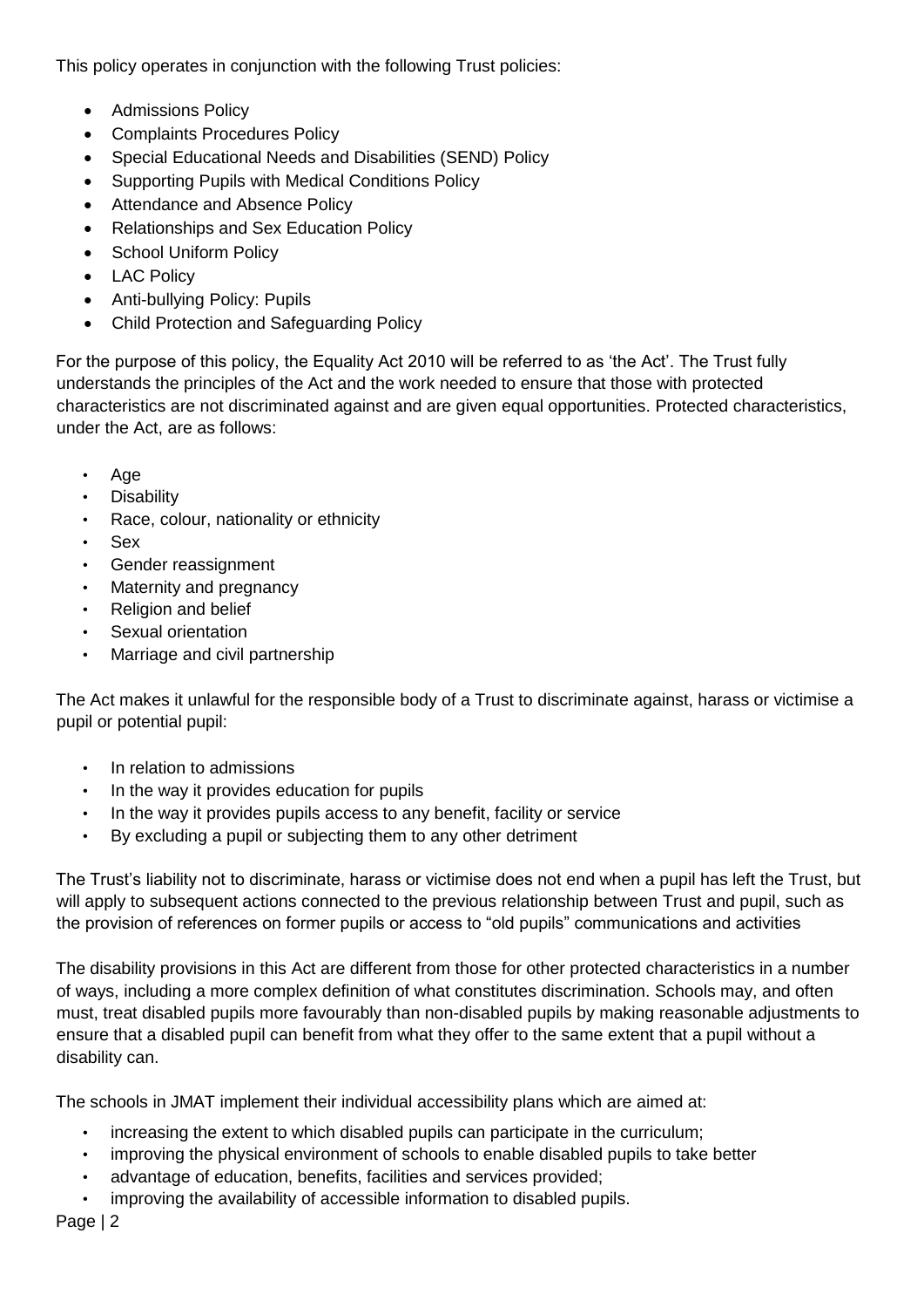This policy operates in conjunction with the following Trust policies:

- Admissions Policy
- Complaints Procedures Policy
- Special Educational Needs and Disabilities (SEND) Policy
- Supporting Pupils with Medical Conditions Policy
- Attendance and Absence Policy
- Relationships and Sex Education Policy
- School Uniform Policy
- LAC Policy
- Anti-bullying Policy: Pupils
- Child Protection and Safeguarding Policy

For the purpose of this policy, the Equality Act 2010 will be referred to as 'the Act'. The Trust fully understands the principles of the Act and the work needed to ensure that those with protected characteristics are not discriminated against and are given equal opportunities. Protected characteristics, under the Act, are as follows:

- Age
- Disability
- Race, colour, nationality or ethnicity
- Sex
- Gender reassignment
- Maternity and pregnancy
- Religion and belief
- Sexual orientation
- Marriage and civil partnership

The Act makes it unlawful for the responsible body of a Trust to discriminate against, harass or victimise a pupil or potential pupil:

- In relation to admissions
- In the way it provides education for pupils
- In the way it provides pupils access to any benefit, facility or service
- By excluding a pupil or subjecting them to any other detriment

The Trust's liability not to discriminate, harass or victimise does not end when a pupil has left the Trust, but will apply to subsequent actions connected to the previous relationship between Trust and pupil, such as the provision of references on former pupils or access to "old pupils" communications and activities

The disability provisions in this Act are different from those for other protected characteristics in a number of ways, including a more complex definition of what constitutes discrimination. Schools may, and often must, treat disabled pupils more favourably than non-disabled pupils by making reasonable adjustments to ensure that a disabled pupil can benefit from what they offer to the same extent that a pupil without a disability can.

The schools in JMAT implement their individual accessibility plans which are aimed at:

- increasing the extent to which disabled pupils can participate in the curriculum;
- improving the physical environment of schools to enable disabled pupils to take better
- advantage of education, benefits, facilities and services provided;
- improving the availability of accessible information to disabled pupils.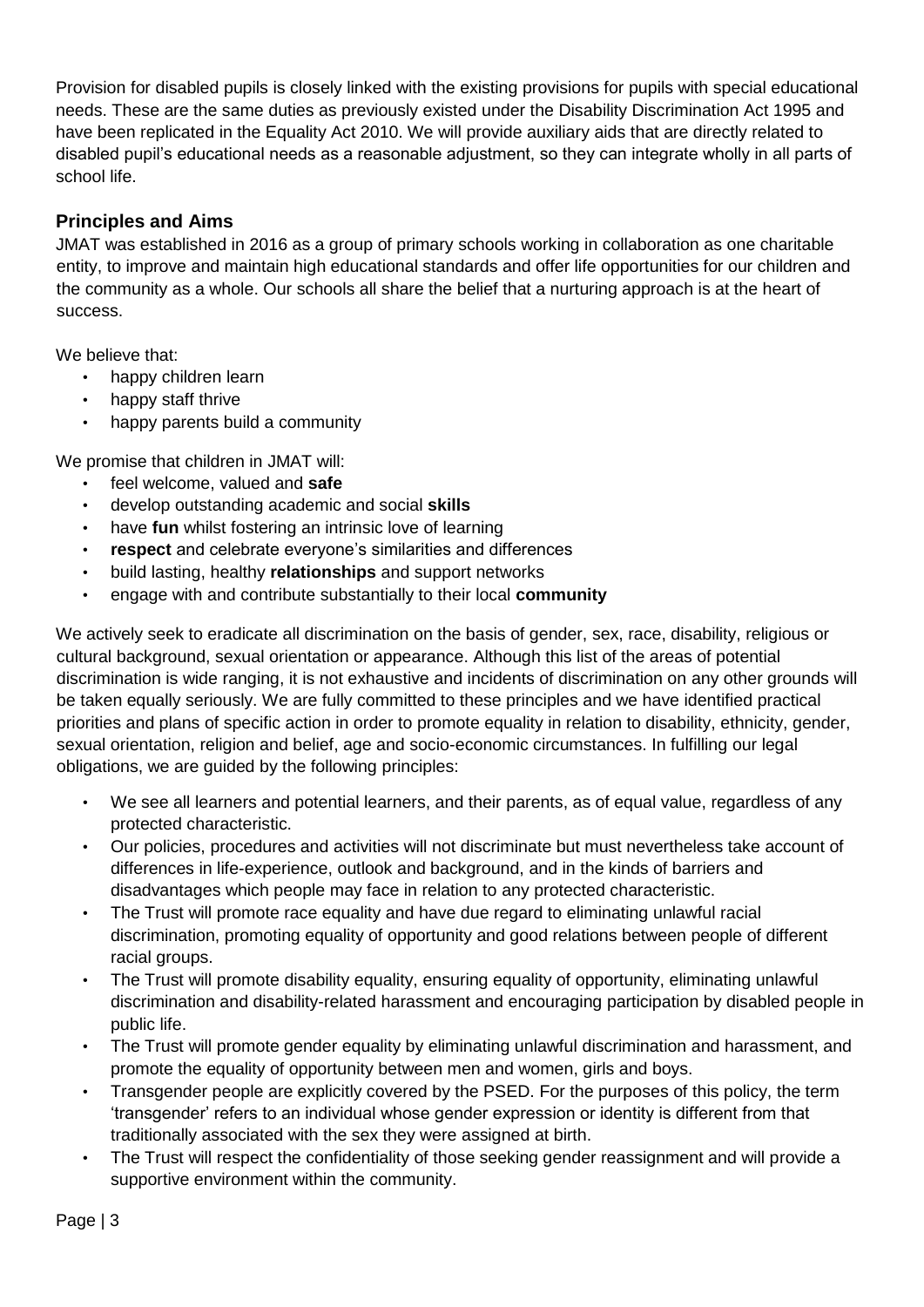Provision for disabled pupils is closely linked with the existing provisions for pupils with special educational needs. These are the same duties as previously existed under the Disability Discrimination Act 1995 and have been replicated in the Equality Act 2010. We will provide auxiliary aids that are directly related to disabled pupil's educational needs as a reasonable adjustment, so they can integrate wholly in all parts of school life.

## Principles and Aims

JMAT was established in 2016 as a group of primary schools working in collaboration as one charitable entity, to improve and maintain high educational standards and offer life opportunities for our children and the community as a whole. Our schools all share the belief that a nurturing approach is at the heart of success.

We believe that:

- happy children learn
- happy staff thrive
- happy parents build a community

We promise that children in JMAT will:

- feel welcome, valued and **safe**
- develop outstanding academic and social **skills**
- have **fun** whilst fostering an intrinsic love of learning
- **respect** and celebrate everyone's similarities and differences
- build lasting, healthy **relationships** and support networks
- engage with and contribute substantially to their local **community**

We actively seek to eradicate all discrimination on the basis of gender, sex, race, disability, religious or cultural background, sexual orientation or appearance. Although this list of the areas of potential discrimination is wide ranging, it is not exhaustive and incidents of discrimination on any other grounds will be taken equally seriously. We are fully committed to these principles and we have identified practical priorities and plans of specific action in order to promote equality in relation to disability, ethnicity, gender, sexual orientation, religion and belief, age and socio-economic circumstances. In fulfilling our legal obligations, we are guided by the following principles:

- We see all learners and potential learners, and their parents, as of equal value, regardless of any protected characteristic.
- Our policies, procedures and activities will not discriminate but must nevertheless take account of differences in life-experience, outlook and background, and in the kinds of barriers and disadvantages which people may face in relation to any protected characteristic.
- The Trust will promote race equality and have due regard to eliminating unlawful racial discrimination, promoting equality of opportunity and good relations between people of different racial groups.
- The Trust will promote disability equality, ensuring equality of opportunity, eliminating unlawful discrimination and disability-related harassment and encouraging participation by disabled people in public life.
- The Trust will promote gender equality by eliminating unlawful discrimination and harassment, and promote the equality of opportunity between men and women, girls and boys.
- Transgender people are explicitly covered by the PSED. For the purposes of this policy, the term 'transgender' refers to an individual whose gender expression or identity is different from that traditionally associated with the sex they were assigned at birth.
- The Trust will respect the confidentiality of those seeking gender reassignment and will provide a supportive environment within the community.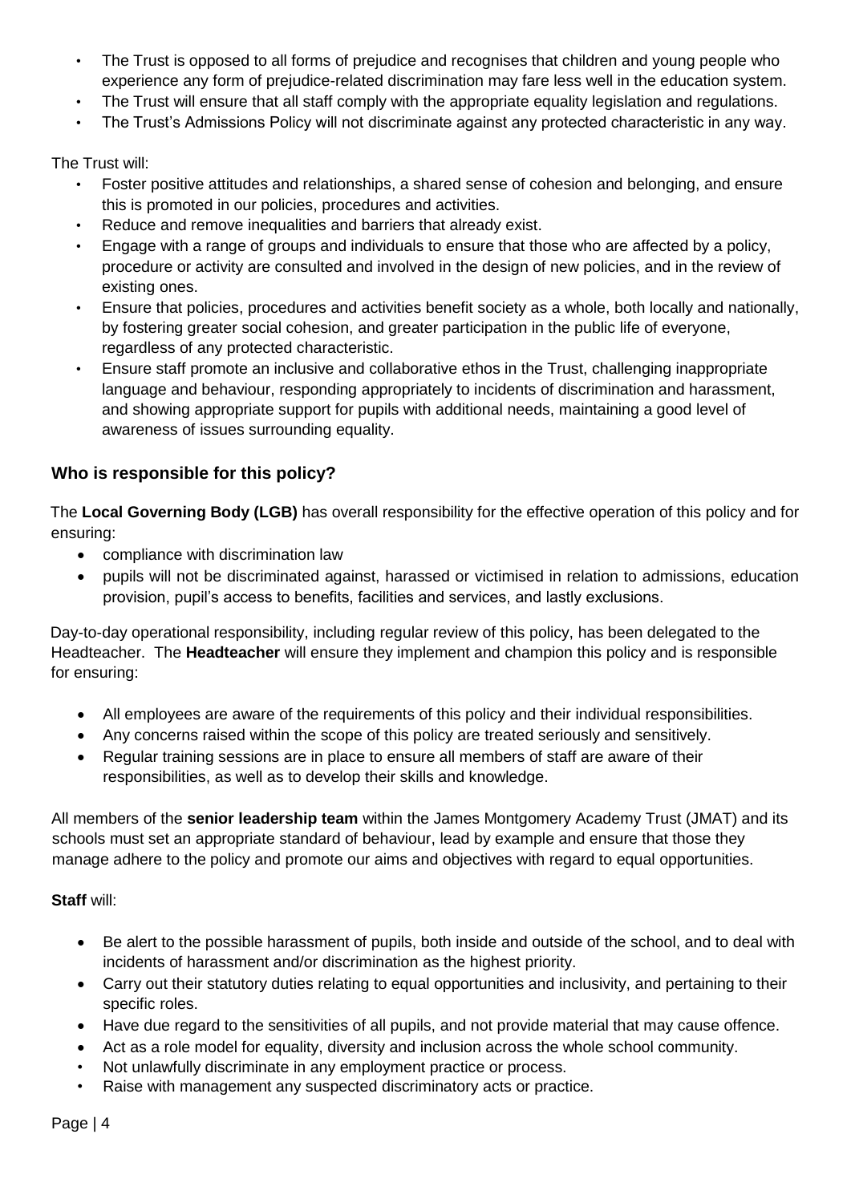- The Trust is opposed to all forms of prejudice and recognises that children and young people who experience any form of prejudice-related discrimination may fare less well in the education system.
- The Trust will ensure that all staff comply with the appropriate equality legislation and regulations.
- The Trust's Admissions Policy will not discriminate against any protected characteristic in any way.

The Trust will:

- Foster positive attitudes and relationships, a shared sense of cohesion and belonging, and ensure this is promoted in our policies, procedures and activities.
- Reduce and remove inequalities and barriers that already exist.
- Engage with a range of groups and individuals to ensure that those who are affected by a policy, procedure or activity are consulted and involved in the design of new policies, and in the review of existing ones.
- Ensure that policies, procedures and activities benefit society as a whole, both locally and nationally, by fostering greater social cohesion, and greater participation in the public life of everyone, regardless of any protected characteristic.
- Ensure staff promote an inclusive and collaborative ethos in the Trust, challenging inappropriate language and behaviour, responding appropriately to incidents of discrimination and harassment, and showing appropriate support for pupils with additional needs, maintaining a good level of awareness of issues surrounding equality.

## Who is responsible for this policy?

The **Local Governing Body (LGB)** has overall responsibility for the effective operation of this policy and for ensuring:

- compliance with discrimination law
- pupils will not be discriminated against, harassed or victimised in relation to admissions, education provision, pupil's access to benefits, facilities and services, and lastly exclusions.

Day-to-day operational responsibility, including regular review of this policy, has been delegated to the Headteacher. The **Headteacher** will ensure they implement and champion this policy and is responsible for ensuring:

- All employees are aware of the requirements of this policy and their individual responsibilities.
- Any concerns raised within the scope of this policy are treated seriously and sensitively.
- Regular training sessions are in place to ensure all members of staff are aware of their responsibilities, as well as to develop their skills and knowledge.

All members of the **senior leadership team** within the James Montgomery Academy Trust (JMAT) and its schools must set an appropriate standard of behaviour, lead by example and ensure that those they manage adhere to the policy and promote our aims and objectives with regard to equal opportunities.

**Staff** will:

- Be alert to the possible harassment of pupils, both inside and outside of the school, and to deal with incidents of harassment and/or discrimination as the highest priority.
- Carry out their statutory duties relating to equal opportunities and inclusivity, and pertaining to their specific roles.
- Have due regard to the sensitivities of all pupils, and not provide material that may cause offence.
- Act as a role model for equality, diversity and inclusion across the whole school community.
- Not unlawfully discriminate in any employment practice or process.
- Raise with management any suspected discriminatory acts or practice.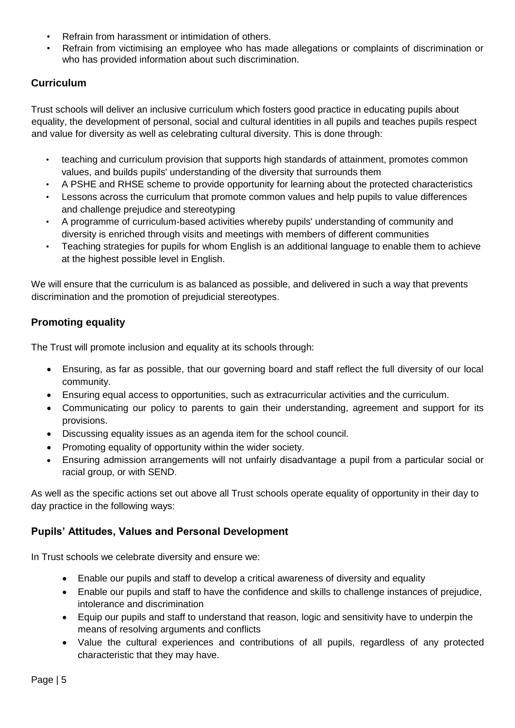- Refrain from harassment or intimidation of others.
- Refrain from victimising an employee who has made allegations or complaints of discrimination or who has provided information about such discrimination.

## Curriculum

Trust schools will deliver an inclusive curriculum which fosters good practice in educating pupils about equality, the development of personal, social and cultural identities in all pupils and teaches pupils respect and value for diversity as well as celebrating cultural diversity. This is done through:

- teaching and curriculum provision that supports high standards of attainment, promotes common values, and builds pupils' understanding of the diversity that surrounds them
- A PSHE and RHSE scheme to provide opportunity for learning about the protected characteristics
- Lessons across the curriculum that promote common values and help pupils to value differences and challenge prejudice and stereotyping
- A programme of curriculum-based activities whereby pupils' understanding of community and diversity is enriched through visits and meetings with members of different communities
- Teaching strategies for pupils for whom English is an additional language to enable them to achieve at the highest possible level in English.

We will ensure that the curriculum is as balanced as possible, and delivered in such a way that prevents discrimination and the promotion of prejudicial stereotypes.

## Promoting equality

The Trust will promote inclusion and equality at its schools through:

- Ensuring, as far as possible, that our governing board and staff reflect the full diversity of our local community.
- Ensuring equal access to opportunities, such as extracurricular activities and the curriculum.
- Communicating our policy to parents to gain their understanding, agreement and support for its provisions.
- Discussing equality issues as an agenda item for the school council.
- Promoting equality of opportunity within the wider society.
- Ensuring admission arrangements will not unfairly disadvantage a pupil from a particular social or racial group, or with SEND.

As well as the specific actions set out above all Trust schools operate equality of opportunity in their day to day practice in the following ways:

## Pupils' Attitudes, Values and Personal Development

In Trust schools we celebrate diversity and ensure we:

- Enable our pupils and staff to develop a critical awareness of diversity and equality
- Enable our pupils and staff to have the confidence and skills to challenge instances of prejudice, intolerance and discrimination
- Equip our pupils and staff to understand that reason, logic and sensitivity have to underpin the means of resolving arguments and conflicts
- Value the cultural experiences and contributions of all pupils, regardless of any protected characteristic that they may have.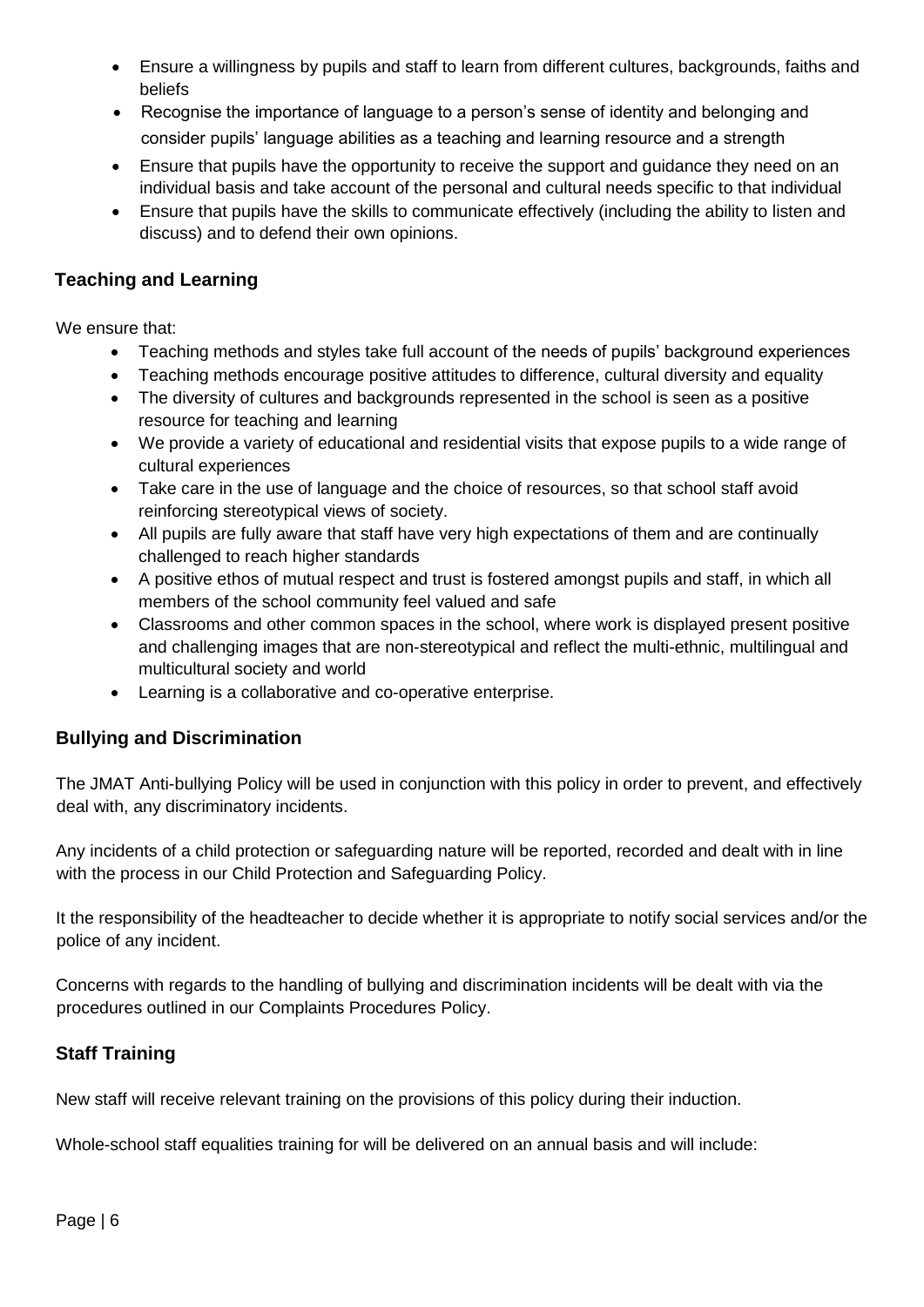- Ensure a willingness by pupils and staff to learn from different cultures, backgrounds, faiths and beliefs
- Recognise the importance of language to a person's sense of identity and belonging and consider pupils' language abilities as a teaching and learning resource and a strength
- Ensure that pupils have the opportunity to receive the support and guidance they need on an individual basis and take account of the personal and cultural needs specific to that individual
- Ensure that pupils have the skills to communicate effectively (including the ability to listen and discuss) and to defend their own opinions.

## Teaching and Learning

We ensure that:

- Teaching methods and styles take full account of the needs of pupils' background experiences
- Teaching methods encourage positive attitudes to difference, cultural diversity and equality
- The diversity of cultures and backgrounds represented in the school is seen as a positive resource for teaching and learning
- We provide a variety of educational and residential visits that expose pupils to a wide range of cultural experiences
- Take care in the use of language and the choice of resources, so that school staff avoid reinforcing stereotypical views of society.
- All pupils are fully aware that staff have very high expectations of them and are continually challenged to reach higher standards
- A positive ethos of mutual respect and trust is fostered amongst pupils and staff, in which all members of the school community feel valued and safe
- Classrooms and other common spaces in the school, where work is displayed present positive and challenging images that are non-stereotypical and reflect the multi-ethnic, multilingual and multicultural society and world
- Learning is a collaborative and co-operative enterprise.

## Bullying and Discrimination

The JMAT Anti-bullying Policy will be used in conjunction with this policy in order to prevent, and effectively deal with, any discriminatory incidents.

Any incidents of a child protection or safeguarding nature will be reported, recorded and dealt with in line with the process in our Child Protection and Safeguarding Policy.

It the responsibility of the headteacher to decide whether it is appropriate to notify social services and/or the police of any incident.

Concerns with regards to the handling of bullying and discrimination incidents will be dealt with via the procedures outlined in our Complaints Procedures Policy.

## Staff Training

New staff will receive relevant training on the provisions of this policy during their induction.

Whole-school staff equalities training for will be delivered on an annual basis and will include: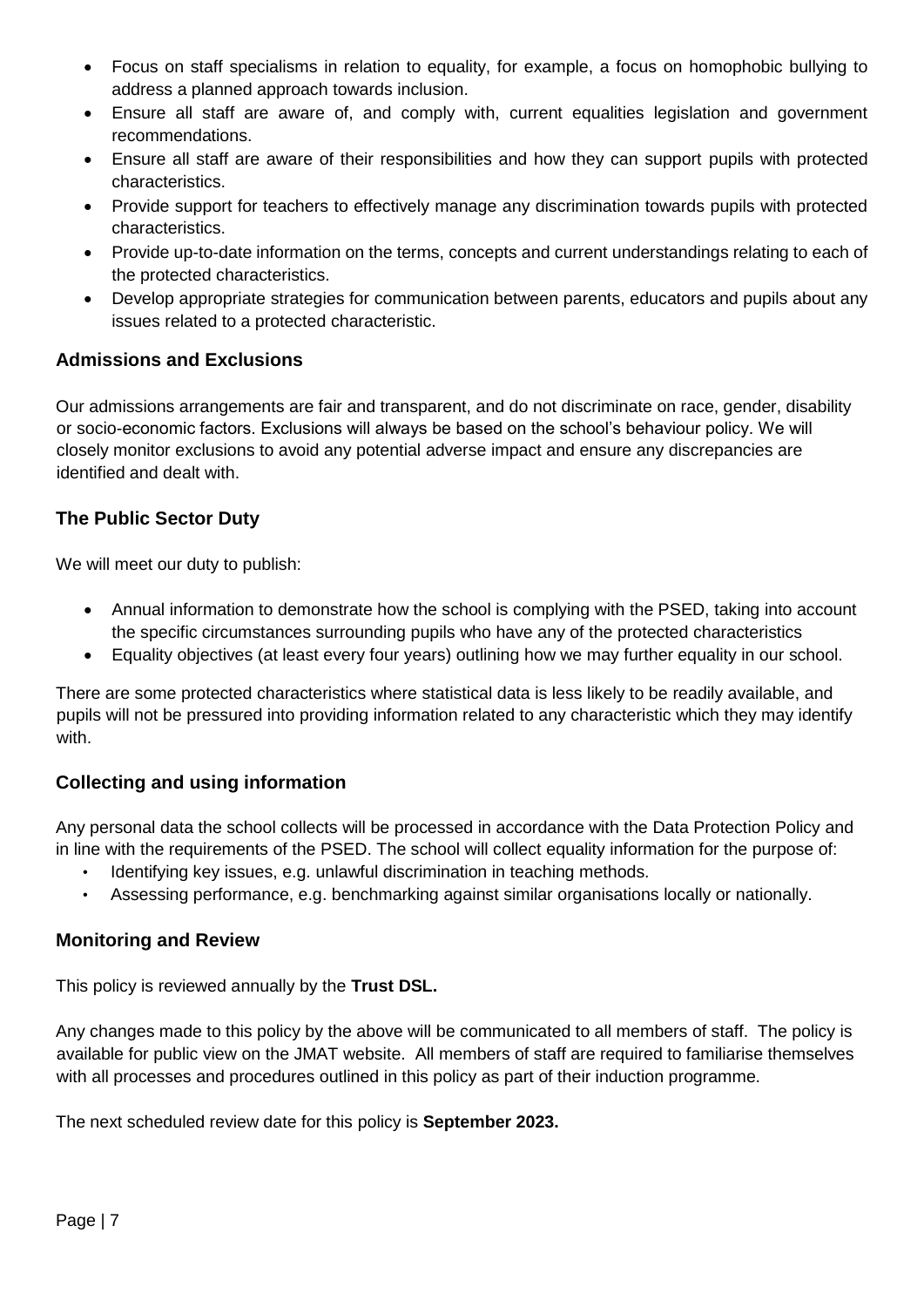- Focus on staff specialisms in relation to equality, for example, a focus on homophobic bullying to address a planned approach towards inclusion.
- Ensure all staff are aware of, and comply with, current equalities legislation and government recommendations.
- Ensure all staff are aware of their responsibilities and how they can support pupils with protected characteristics.
- Provide support for teachers to effectively manage any discrimination towards pupils with protected characteristics.
- Provide up-to-date information on the terms, concepts and current understandings relating to each of the protected characteristics.
- Develop appropriate strategies for communication between parents, educators and pupils about any issues related to a protected characteristic.

## Admissions and Exclusions

Our admissions arrangements are fair and transparent, and do not discriminate on race, gender, disability or socio-economic factors. Exclusions will always be based on the school's behaviour policy. We will closely monitor exclusions to avoid any potential adverse impact and ensure any discrepancies are identified and dealt with.

## The Public Sector Duty

We will meet our duty to publish:

- Annual information to demonstrate how the school is complying with the PSED, taking into account the specific circumstances surrounding pupils who have any of the protected characteristics
- Equality objectives (at least every four years) outlining how we may further equality in our school.

There are some protected characteristics where statistical data is less likely to be readily available, and pupils will not be pressured into providing information related to any characteristic which they may identify with.

## Collecting and using information

Any personal data the school collects will be processed in accordance with the Data Protection Policy and in line with the requirements of the PSED. The school will collect equality information for the purpose of:

- Identifying key issues, e.g. unlawful discrimination in teaching methods.
- Assessing performance, e.g. benchmarking against similar organisations locally or nationally.

## Monitoring and Review

This policy is reviewed annually by the **Trust DSL.**

Any changes made to this policy by the above will be communicated to all members of staff. The policy is available for public view on the JMAT website. All members of staff are required to familiarise themselves with all processes and procedures outlined in this policy as part of their induction programme.

The next scheduled review date for this policy is **September 2023.**